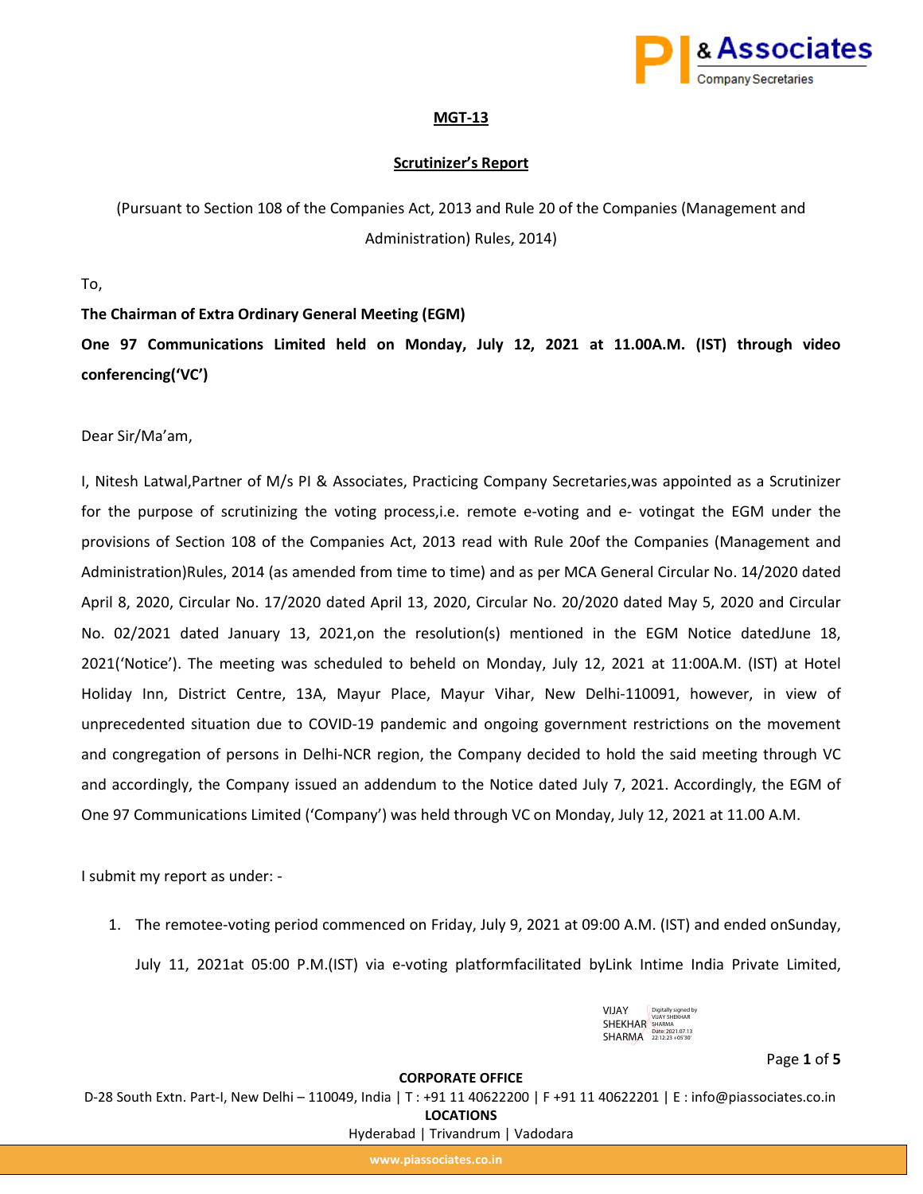**MGT-13**

**Scrutinizer's Report**

(Pursuant to Section 108 of the Companies Act, 2013 and Rule 20 of the Companies (Management and Administration) Rules, 2014)

To,

**The Chairman of Extra Ordinary General Meeting (EGM)**

**One 97 Communications Limited held on Monday, July 12, 2021 at 11.00A.M. (IST) through video conferencing('VC')**

Dear Sir/Ma'am,

I, Nitesh Latwal,Partner of M/s PI & Associates, Practicing Company Secretaries,was appointed as a Scrutinizer for the purpose of scrutinizing the voting process,i.e. remote e-voting and e- votingat the EGM under the provisions of Section 108 of the Companies Act, 2013 read with Rule 20of the Companies (Management and Administration)Rules, 2014 (as amended from time to time) and as per MCA General Circular No. 14/2020 dated April 8, 2020, Circular No. 17/2020 dated April 13, 2020, Circular No. 20/2020 dated May 5, 2020 and Circular No. 02/2021 dated January 13, 2021,on the resolution(s) mentioned in the EGM Notice datedJune 18, 2021('Notice'). The meeting was scheduled to beheld on Monday, July 12, 2021 at 11:00A.M. (IST) at Hotel Holiday Inn, District Centre, 13A, Mayur Place, Mayur Vihar, New Delhi-110091, however, in view of unprecedented situation due to COVID-19 pandemic and ongoing government restrictions on the movement and congregation of persons in Delhi-NCR region, the Company decided to hold the said meeting through VC and accordingly, the Company issued an addendum to the Notice dated July 7, 2021. Accordingly, the EGM of One 97 Communications Limited ('Company') was held through VC on Monday, July 12, 2021 at 11.00 A.M.

I submit my report as under: -

1. The remotee-voting period commenced on Friday, July 9, 2021 at 09:00 A.M. (IST) and ended onSunday, July 11, 2021at 05:00 P.M.(IST) via e-voting platformfacilitated byLink Intime India Private Limited,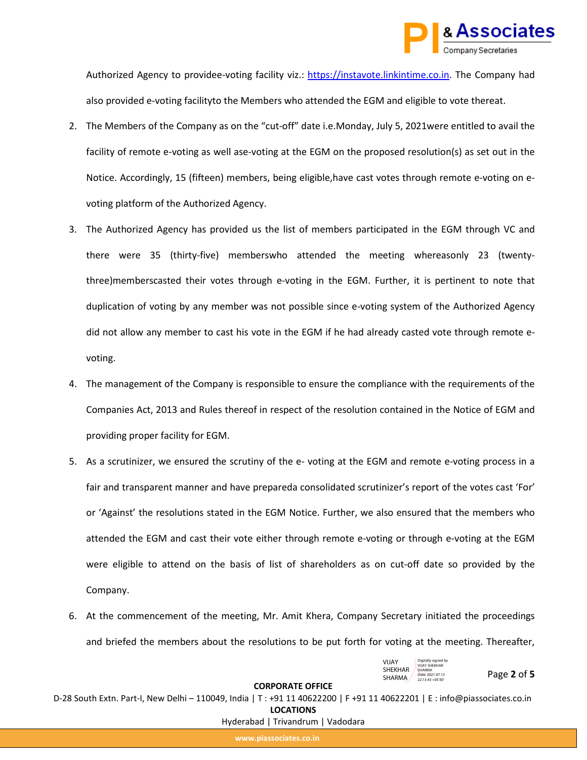Authorized Agency to providee-voting facility viz.: https://instavote.linkintime.co.in. The Company had also provided e-voting facilityto the Members who attended the EGM and eligible to vote thereat.

2. The Members of the Company as on the "cut-off" date i.e.Monday, July 5, 2021were entitled to avail the facility of remote e-voting as well ase-voting at the EGM on the proposed resolution(s) as set out in the Notice. Accordingly, 15 (fifteen) members, being eligible,have cast votes through remote e-voting on e-voting platform of the Authorized Agency.

3. The Authorized Agency has provided us the list of members participated in the EGM through VC and there were 35 (thirty-five) memberswho attended the meeting whereasonly 23 (twenty-three)memberscasted their votes through e-voting in the EGM. Further, it is pertinent to note that duplication of voting by any member was not possible since e-voting system of the Authorized Agency did not allow any member to cast his vote in the EGM if he had already casted vote through remote e-voting.

4. The management of the Company is responsible to ensure the compliance with the requirements of the Companies Act, 2013 and Rules thereof in respect of the resolution contained in the Notice of EGM and providing proper facility for EGM.

5. As a scrutinizer, we ensured the scrutiny of the e- voting at the EGM and remote e-voting process in a fair and transparent manner and have prepareda consolidated scrutinizer's report of the votes cast 'For' or 'Against' the resolutions stated in the EGM Notice. Further, we also ensured that the members who attended the EGM and cast their vote either through remote e-voting or through e-voting at the EGM were eligible to attend on the basis of list of shareholders as on cut-off date so provided by the Company.

6. At the commencement of the meeting, Mr. Amit Khera, Company Secretary initiated the proceedings and briefed the members about the resolutions to be put forth for voting at the meeting. Thereafter,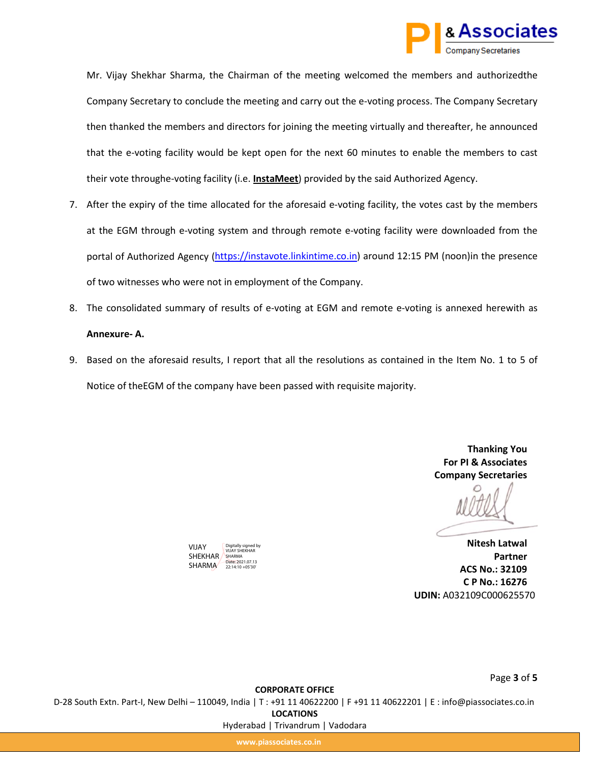Mr. Vijay Shekhar Sharma, the Chairman of the meeting welcomed the members and authorizedthe Company Secretary to conclude the meeting and carry out the e-voting process. The Company Secretary then thanked the members and directors for joining the meeting virtually and thereafter, he announced that the e-voting facility would be kept open for the next 60 minutes to enable the members to cast their vote throughe-voting facility (i.e. **InstaMeet**) provided by the said Authorized Agency.

7. After the expiry of the time allocated for the aforesaid e-voting facility, the votes cast by the members at the EGM through e-voting system and through remote e-voting facility were downloaded from the portal of Authorized Agency (https://instavote.linkintime.co.in) around 12:15 PM (noon)in the presence of two witnesses who were not in employment of the Company.
8. The consolidated summary of results of e-voting at EGM and remote e-voting is annexed herewith as **Annexure- A.**
9. Based on the aforesaid results, I report that all the resolutions as contained in the Item No. 1 to 5 of Notice of theEGM of the company have been passed with requisite majority.

VIJAY SHEKHAR SHARMA
Digitally signed by VIJAY SHEKHAR SHARMA
Date: 2021.07.13 22:14:10 +05'30'

**Thanking You**
**For PI & Associates**
**Company Secretaries**

**Nitesh Latwal**
**Partner**
**ACS No.: 32109**
**C P No.: 16276**
**UDIN:** A032109C000625570

**CORPORATE OFFICE**
D-28 South Extn. Part-I, New Delhi – 110049, India | T : +91 11 40622200 | F +91 11 40622201 | E : info@piassociates.co.in
**LOCATIONS**
Hyderabad | Trivandrum | Vadodara
www.piassociates.co.in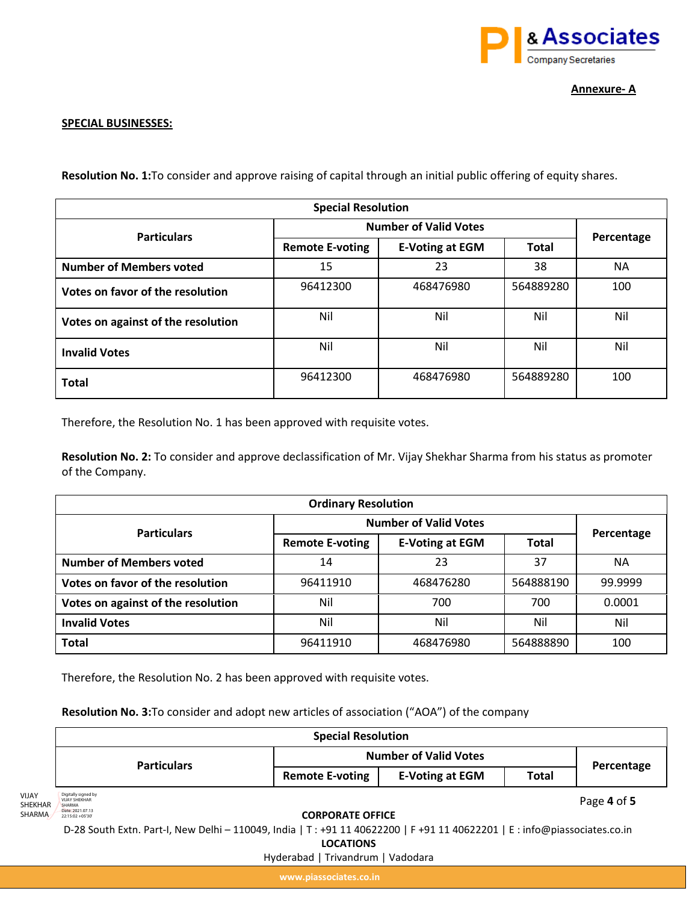**Annexure- A**

**SPECIAL BUSINESSES:**

**Resolution No. 1:**To consider and approve raising of capital through an initial public offering of equity shares.

| Special Resolution | | | | |
|---|---|---|---|---|
| **Particulars** | **Number of Valid Votes** | | | **Percentage** |
| | **Remote E-voting** | **E-Voting at EGM** | **Total** | |
| **Number of Members voted** | 15 | 23 | 38 | NA |
| **Votes on favor of the resolution** | 96412300 | 468476980 | 564889280 | 100 |
| **Votes on against of the resolution** | Nil | Nil | Nil | Nil |
| **Invalid Votes** | Nil | Nil | Nil | Nil |
| **Total** | 96412300 | 468476980 | 564889280 | 100 |

Therefore, the Resolution No. 1 has been approved with requisite votes.

**Resolution No. 2:** To consider and approve declassification of Mr. Vijay Shekhar Sharma from his status as promoter of the Company.

| Ordinary Resolution | | | | |
|---|---|---|---|---|
| **Particulars** | **Number of Valid Votes** | | | **Percentage** |
| | **Remote E-voting** | **E-Voting at EGM** | **Total** | |
| **Number of Members voted** | 14 | 23 | 37 | NA |
| **Votes on favor of the resolution** | 96411910 | 468476280 | 564888190 | 99.9999 |
| **Votes on against of the resolution** | Nil | 700 | 700 | 0.0001 |
| **Invalid Votes** | Nil | Nil | Nil | Nil |
| **Total** | 96411910 | 468476980 | 564888890 | 100 |

Therefore, the Resolution No. 2 has been approved with requisite votes.

**Resolution No. 3:**To consider and adopt new articles of association ("AOA") of the company

| Special Resolution | | | | |
|---|---|---|---|---|
| **Particulars** | **Number of Valid Votes** | | | **Percentage** |
| | **Remote E-voting** | **E-Voting at EGM** | **Total** | |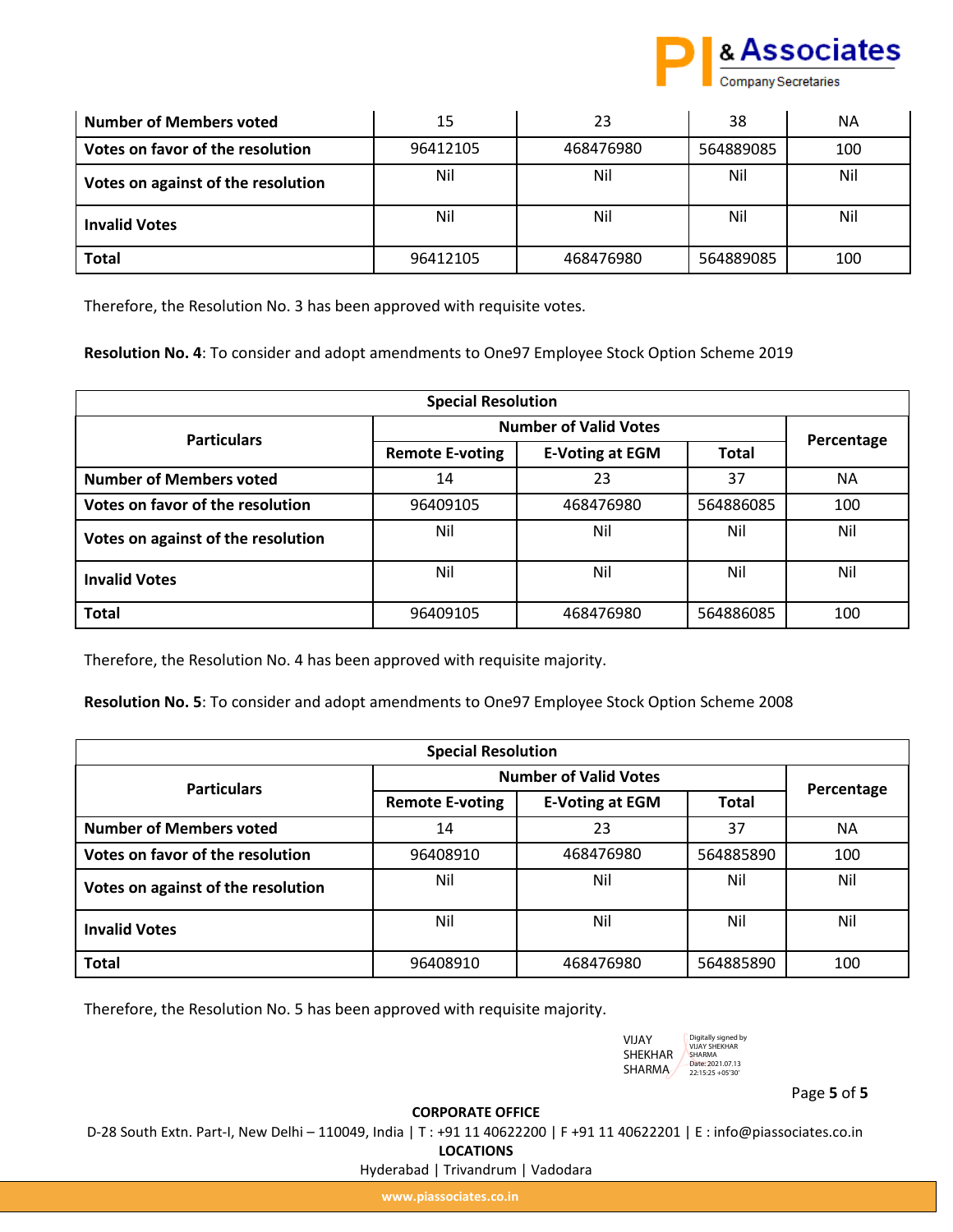| | | | | |
|---|---|---|---|---|
| **Number of Members voted** | 15 | 23 | 38 | NA |
| **Votes on favor of the resolution** | 96412105 | 468476980 | 564889085 | 100 |
| **Votes on against of the resolution** | Nil | Nil | Nil | Nil |
| **Invalid Votes** | Nil | Nil | Nil | Nil |
| **Total** | 96412105 | 468476980 | 564889085 | 100 |

Therefore, the Resolution No. 3 has been approved with requisite votes.

**Resolution No. 4**: To consider and adopt amendments to One97 Employee Stock Option Scheme 2019

| **Special Resolution** | | | | |
|---|---|---|---|---|
| **Particulars** | **Number of Valid Votes** | | | **Percentage** |
| | **Remote E-voting** | **E-Voting at EGM** | **Total** | |
| **Number of Members voted** | 14 | 23 | 37 | NA |
| **Votes on favor of the resolution** | 96409105 | 468476980 | 564886085 | 100 |
| **Votes on against of the resolution** | Nil | Nil | Nil | Nil |
| **Invalid Votes** | Nil | Nil | Nil | Nil |
| **Total** | 96409105 | 468476980 | 564886085 | 100 |

Therefore, the Resolution No. 4 has been approved with requisite majority.

**Resolution No. 5**: To consider and adopt amendments to One97 Employee Stock Option Scheme 2008

| **Special Resolution** | | | | |
|---|---|---|---|---|
| **Particulars** | **Number of Valid Votes** | | | **Percentage** |
| | **Remote E-voting** | **E-Voting at EGM** | **Total** | |
| **Number of Members voted** | 14 | 23 | 37 | NA |
| **Votes on favor of the resolution** | 96408910 | 468476980 | 564885890 | 100 |
| **Votes on against of the resolution** | Nil | Nil | Nil | Nil |
| **Invalid Votes** | Nil | Nil | Nil | Nil |
| **Total** | 96408910 | 468476980 | 564885890 | 100 |

Therefore, the Resolution No. 5 has been approved with requisite majority.

VIJAY SHEKHAR SHARMA

Digitally signed by VIJAY SHEKHAR SHARMA
Date: 2021.07.13 22:15:25 +05'30'